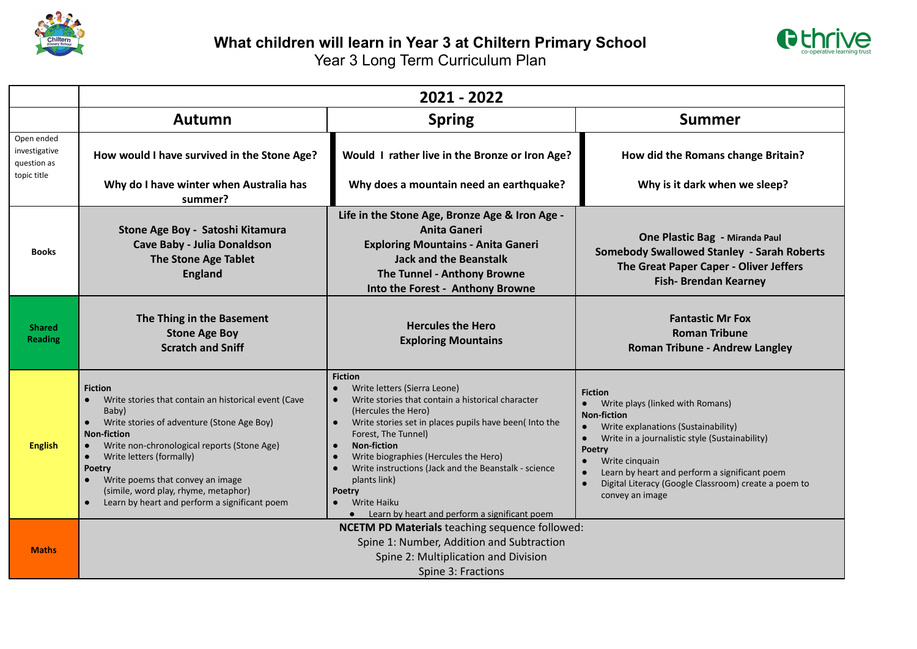# What children will learn in Year 3 at Chiltern Primary School

Year 3 Long Term Curriculum Plan

| | 2021 - 2022 | | |
|---|---|---|---|
| | **Autumn** | **Spring** | **Summer** |
| Open ended investigative question as topic title | **How would I have survived in the Stone Age?**<br><br>**Why do I have winter when Australia has summer?** | **Would I rather live in the Bronze or Iron Age?**<br><br>**Why does a mountain need an earthquake?** | **How did the Romans change Britain?**<br><br>**Why is it dark when we sleep?** |
| **Books** | **Stone Age Boy - Satoshi Kitamura**<br>**Cave Baby - Julia Donaldson**<br>**The Stone Age Tablet**<br>**England** | **Life in the Stone Age, Bronze Age & Iron Age - Anita Ganeri**<br>**Exploring Mountains - Anita Ganeri**<br>**Jack and the Beanstalk**<br>**The Tunnel - Anthony Browne**<br>**Into the Forest - Anthony Browne** | **One Plastic Bag - Miranda Paul**<br>**Somebody Swallowed Stanley - Sarah Roberts**<br>**The Great Paper Caper - Oliver Jeffers**<br>**Fish- Brendan Kearney** |
| **Shared Reading** | **The Thing in the Basement**<br>**Stone Age Boy**<br>**Scratch and Sniff** | **Hercules the Hero**<br>**Exploring Mountains** | **Fantastic Mr Fox**<br>**Roman Tribune**<br>**Roman Tribune - Andrew Langley** |
| **English** | **Fiction**<br>● Write stories that contain an historical event (Cave Baby)<br>● Write stories of adventure (Stone Age Boy)<br>**Non-fiction**<br>● Write non-chronological reports (Stone Age)<br>● Write letters (formally)<br>**Poetry**<br>● Write poems that convey an image (simile, word play, rhyme, metaphor)<br>● Learn by heart and perform a significant poem | **Fiction**<br>● Write letters (Sierra Leone)<br>● Write stories that contain a historical character (Hercules the Hero)<br>● Write stories set in places pupils have been( Into the Forest, The Tunnel)<br>● **Non-fiction**<br>● Write biographies (Hercules the Hero)<br>● Write instructions (Jack and the Beanstalk - science plants link)<br>**Poetry**<br>● Write Haiku<br>● Learn by heart and perform a significant poem | **Fiction**<br>● Write plays (linked with Romans)<br>**Non-fiction**<br>● Write explanations (Sustainability)<br>● Write in a journalistic style (Sustainability)<br>**Poetry**<br>● Write cinquain<br>● Learn by heart and perform a significant poem<br>● Digital Literacy (Google Classroom) create a poem to convey an image |
| **Maths** | **NCETM PD Materials** teaching sequence followed:<br>Spine 1: Number, Addition and Subtraction<br>Spine 2: Multiplication and Division<br>Spine 3: Fractions | | |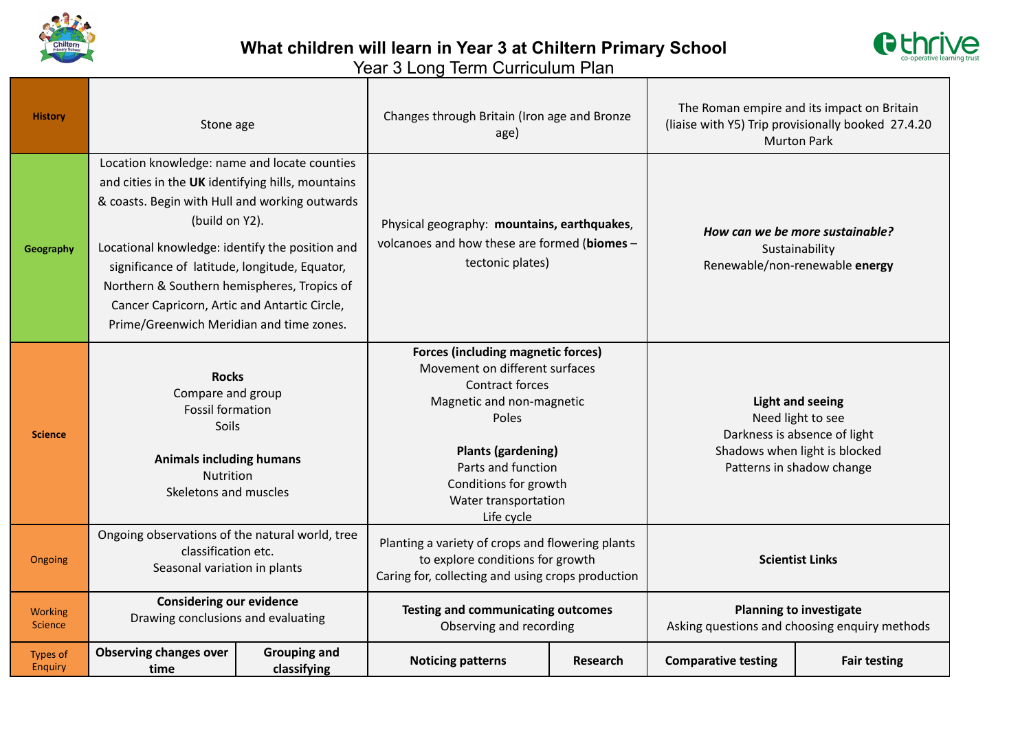# What children will learn in Year 3 at Chiltern Primary School

Year 3 Long Term Curriculum Plan

| | | | | | | |
|---|---|---|---|---|---|---|
| **History** | Stone age | | Changes through Britain (Iron age and Bronze age) | | The Roman empire and its impact on Britain (liaise with Y5) Trip provisionally booked 27.4.20 Murton Park | |
| **Geography** | Location knowledge: name and locate counties and cities in the **UK** identifying hills, mountains & coasts. Begin with Hull and working outwards (build on Y2).<br><br>Locational knowledge: identify the position and significance of latitude, longitude, Equator, Northern & Southern hemispheres, Tropics of Cancer Capricorn, Artic and Antartic Circle, Prime/Greenwich Meridian and time zones. | | Physical geography: **mountains, earthquakes**, volcanoes and how these are formed (**biomes** – tectonic plates) | | ***How can we be more sustainable?***<br>Sustainability<br>Renewable/non-renewable **energy** | |
| **Science** | **Rocks**<br>Compare and group<br>Fossil formation<br>Soils<br><br>**Animals including humans**<br>Nutrition<br>Skeletons and muscles | | **Forces (including magnetic forces)**<br>Movement on different surfaces<br>Contract forces<br>Magnetic and non-magnetic<br>Poles<br><br>**Plants (gardening)**<br>Parts and function<br>Conditions for growth<br>Water transportation<br>Life cycle | | **Light and seeing**<br>Need light to see<br>Darkness is absence of light<br>Shadows when light is blocked<br>Patterns in shadow change | |
| Ongoing | Ongoing observations of the natural world, tree classification etc.<br>Seasonal variation in plants | | Planting a variety of crops and flowering plants to explore conditions for growth<br>Caring for, collecting and using crops production | | **Scientist Links** | |
| Working Science | **Considering our evidence**<br>Drawing conclusions and evaluating | | **Testing and communicating outcomes**<br>Observing and recording | | **Planning to investigate**<br>Asking questions and choosing enquiry methods | |
| Types of Enquiry | **Observing changes over time** | **Grouping and classifying** | **Noticing patterns** | **Research** | **Comparative testing** | **Fair testing** |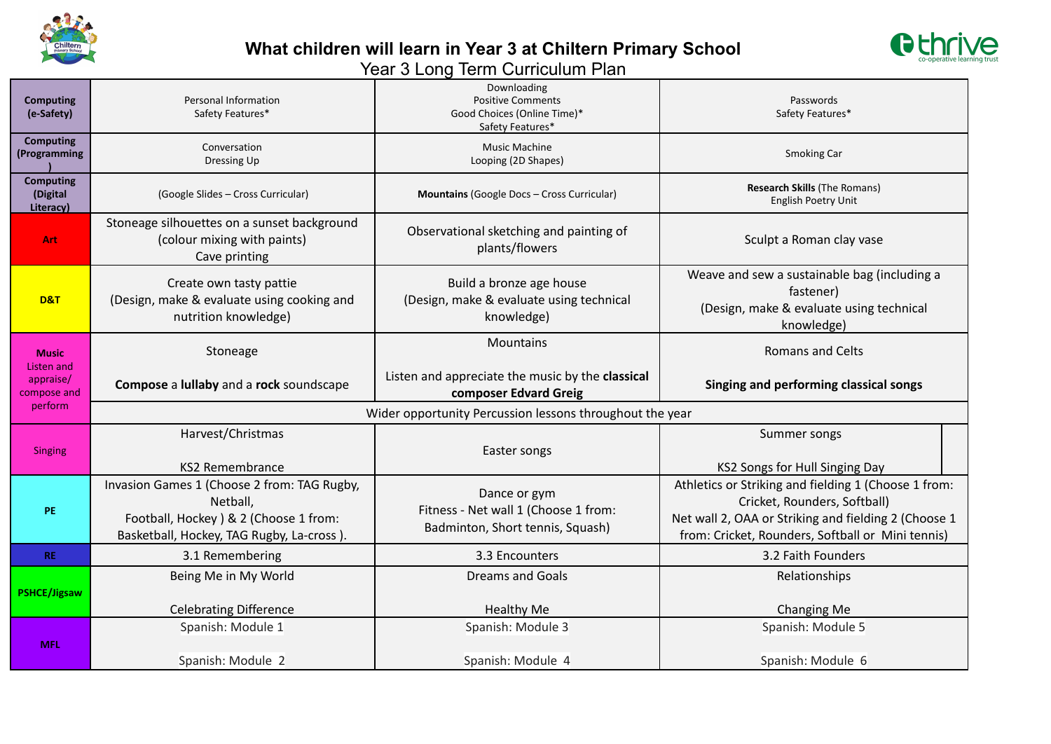# What children will learn in Year 3 at Chiltern Primary School

Year 3 Long Term Curriculum Plan

| | | | |
|---|---|---|---|
| **Computing (e-Safety)** | Personal Information<br>Safety Features* | Downloading<br>Positive Comments<br>Good Choices (Online Time)*<br>Safety Features* | Passwords<br>Safety Features* |
| **Computing (Programming)** | Conversation<br>Dressing Up | Music Machine<br>Looping (2D Shapes) | Smoking Car |
| **Computing (Digital Literacy)** | (Google Slides – Cross Curricular) | **Mountains** (Google Docs – Cross Curricular) | **Research Skills** (The Romans)<br>English Poetry Unit |
| **Art** | Stoneage silhouettes on a sunset background (colour mixing with paints)<br>Cave printing | Observational sketching and painting of plants/flowers | Sculpt a Roman clay vase |
| **D&T** | Create own tasty pattie<br>(Design, make & evaluate using cooking and nutrition knowledge) | Build a bronze age house<br>(Design, make & evaluate using technical knowledge) | Weave and sew a sustainable bag (including a fastener)<br>(Design, make & evaluate using technical knowledge) |
| **Music** Listen and appraise/ compose and perform | Stoneage<br><br>**Compose** a **lullaby** and a **rock** soundscape | Mountains<br><br>Listen and appreciate the music by the **classical composer Edvard Greig** | Romans and Celts<br><br>**Singing and performing classical songs** |
| | Wider opportunity Percussion lessons throughout the year | | |
| Singing | Harvest/Christmas<br><br>KS2 Remembrance | Easter songs | Summer songs<br><br>KS2 Songs for Hull Singing Day |
| **PE** | Invasion Games 1 (Choose 2 from: TAG Rugby, Netball, Football, Hockey ) & 2 (Choose 1 from: Basketball, Hockey, TAG Rugby, La-cross ). | Dance or gym<br>Fitness - Net wall 1 (Choose 1 from: Badminton, Short tennis, Squash) | Athletics or Striking and fielding 1 (Choose 1 from: Cricket, Rounders, Softball)<br>Net wall 2, OAA or Striking and fielding 2 (Choose 1 from: Cricket, Rounders, Softball or Mini tennis) |
| **RE** | 3.1 Remembering | 3.3 Encounters | 3.2 Faith Founders |
| **PSHCE/Jigsaw** | Being Me in My World<br><br>Celebrating Difference | Dreams and Goals<br><br>Healthy Me | Relationships<br><br>Changing Me |
| **MFL** | Spanish: Module 1<br><br>Spanish: Module 2 | Spanish: Module 3<br><br>Spanish: Module 4 | Spanish: Module 5<br><br>Spanish: Module 6 |